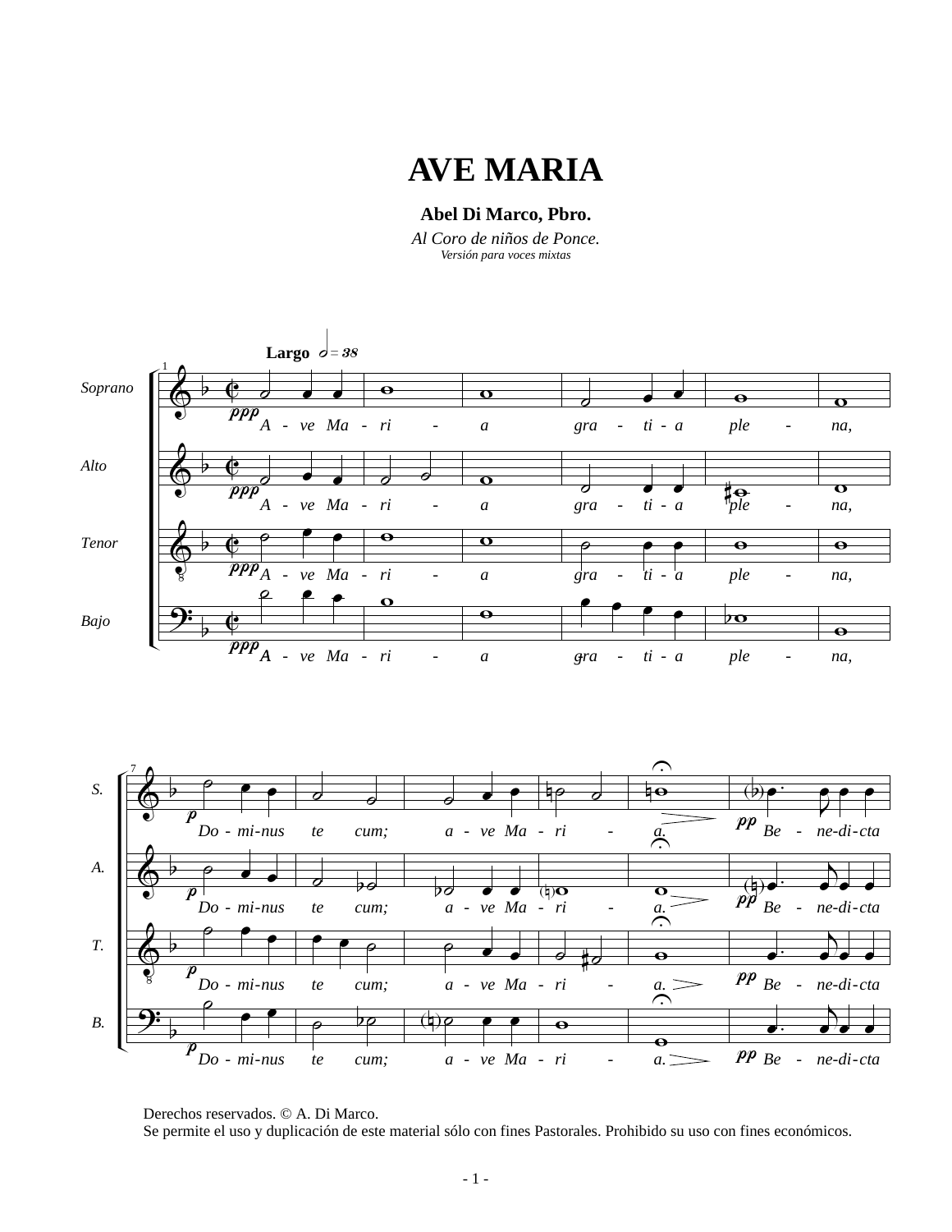# AVE MARIA

**Abel Di Marco, Pbro.**

*Al Coro de niños de Ponce.*

*Versión para voces mixtas*

Derechos reservados. © A. Di Marco.
Se permite el uso y duplicación de este material sólo con fines Pastorales. Prohibido su uso con fines económicos.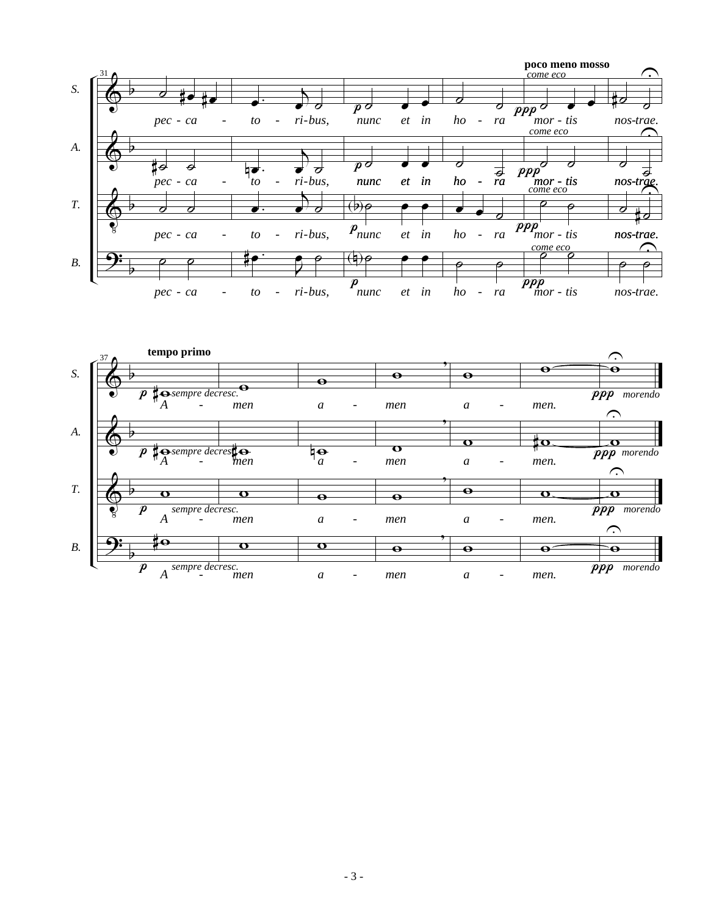**poco meno mosso**

*come eco*

S. *pec - ca - to - ri-bus, nunc et in ho - ra mor - tis nos-trae.*

A. *pec - ca - to - ri-bus, nunc et in ho - ra mor - tis nos-trae.*

T. *pec - ca - to - ri-bus, nunc et in ho - ra mor - tis nos-trae.*

B. *pec - ca - to - ri-bus, nunc et in ho - ra mor - tis nos-trae.*

**tempo primo**

*p sempre decresc.* … *ppp morendo*

S. *A - men a - men a - men.*

A. *A - men a - men a - men.*

T. *A - men a - men a - men.*

B. *A - men a - men a - men.*